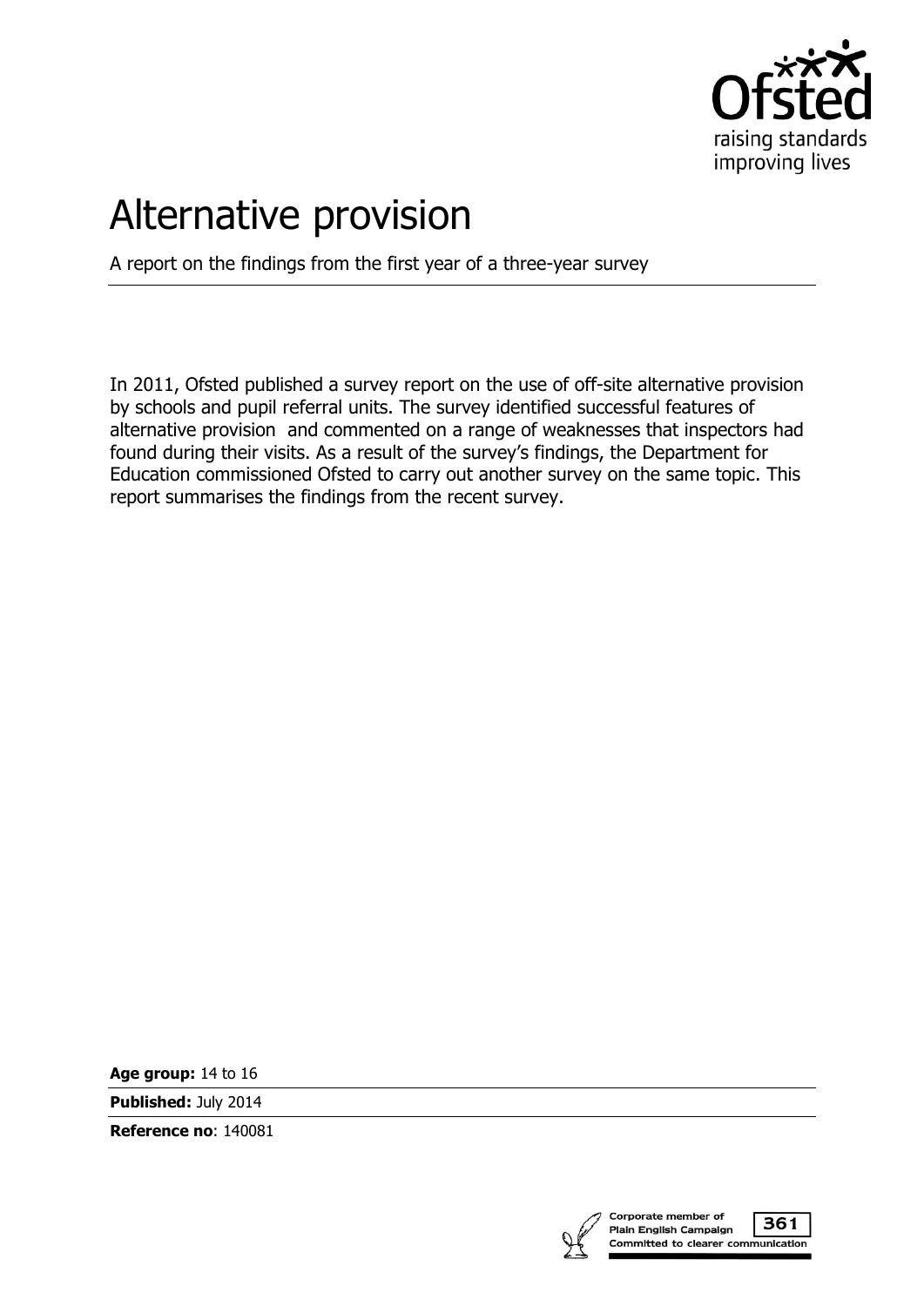Ofsted
raising standards
improving lives

# Alternative provision

A report on the findings from the first year of a three-year survey

In 2011, Ofsted published a survey report on the use of off-site alternative provision by schools and pupil referral units. The survey identified successful features of alternative provision and commented on a range of weaknesses that inspectors had found during their visits. As a result of the survey's findings, the Department for Education commissioned Ofsted to carry out another survey on the same topic. This report summarises the findings from the recent survey.

**Age group:** 14 to 16

**Published:** July 2014

**Reference no**: 140081

Corporate member of Plain English Campaign 361 Committed to clearer communication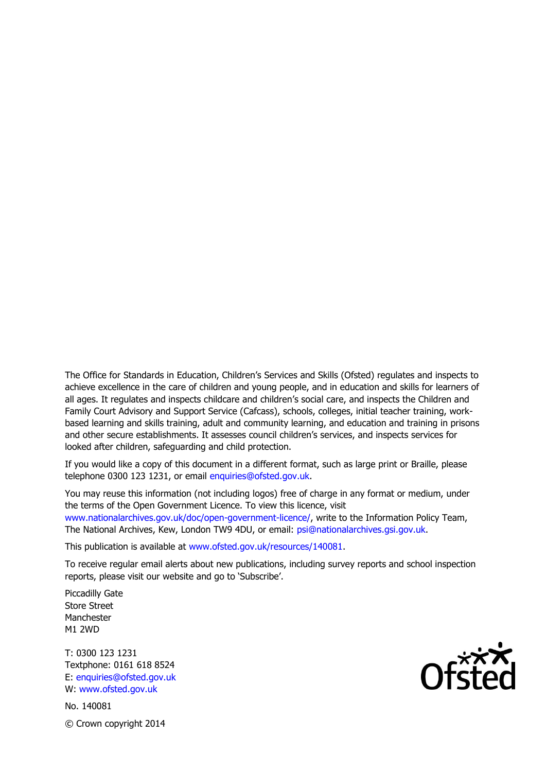The Office for Standards in Education, Children's Services and Skills (Ofsted) regulates and inspects to achieve excellence in the care of children and young people, and in education and skills for learners of all ages. It regulates and inspects childcare and children's social care, and inspects the Children and Family Court Advisory and Support Service (Cafcass), schools, colleges, initial teacher training, work-based learning and skills training, adult and community learning, and education and training in prisons and other secure establishments. It assesses council children's services, and inspects services for looked after children, safeguarding and child protection.

If you would like a copy of this document in a different format, such as large print or Braille, please telephone 0300 123 1231, or email enquiries@ofsted.gov.uk.

You may reuse this information (not including logos) free of charge in any format or medium, under the terms of the Open Government Licence. To view this licence, visit www.nationalarchives.gov.uk/doc/open-government-licence/, write to the Information Policy Team, The National Archives, Kew, London TW9 4DU, or email: psi@nationalarchives.gsi.gov.uk.

This publication is available at www.ofsted.gov.uk/resources/140081.

To receive regular email alerts about new publications, including survey reports and school inspection reports, please visit our website and go to 'Subscribe'.

Piccadilly Gate
Store Street
Manchester
M1 2WD

T: 0300 123 1231
Textphone: 0161 618 8524
E: enquiries@ofsted.gov.uk
W: www.ofsted.gov.uk

No. 140081

© Crown copyright 2014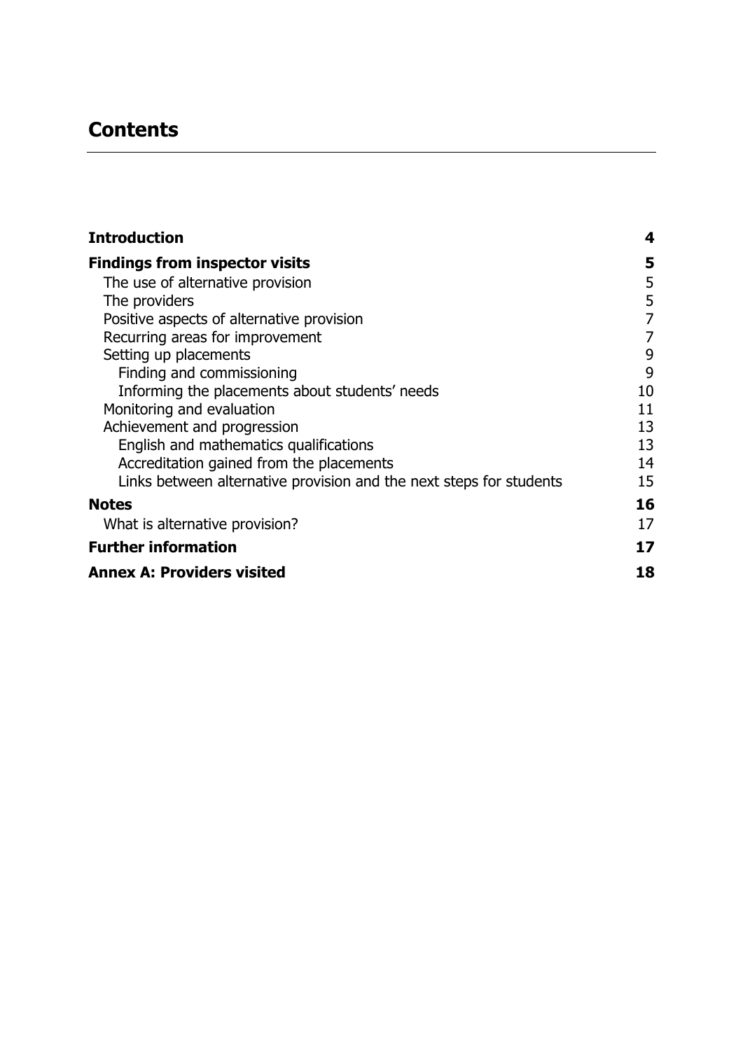## Contents

| | |
|---|---|
| **Introduction** | **4** |
| **Findings from inspector visits** | **5** |
| The use of alternative provision | 5 |
| The providers | 5 |
| Positive aspects of alternative provision | 7 |
| Recurring areas for improvement | 7 |
| Setting up placements | 9 |
| Finding and commissioning | 9 |
| Informing the placements about students' needs | 10 |
| Monitoring and evaluation | 11 |
| Achievement and progression | 13 |
| English and mathematics qualifications | 13 |
| Accreditation gained from the placements | 14 |
| Links between alternative provision and the next steps for students | 15 |
| **Notes** | **16** |
| What is alternative provision? | 17 |
| **Further information** | **17** |
| **Annex A: Providers visited** | **18** |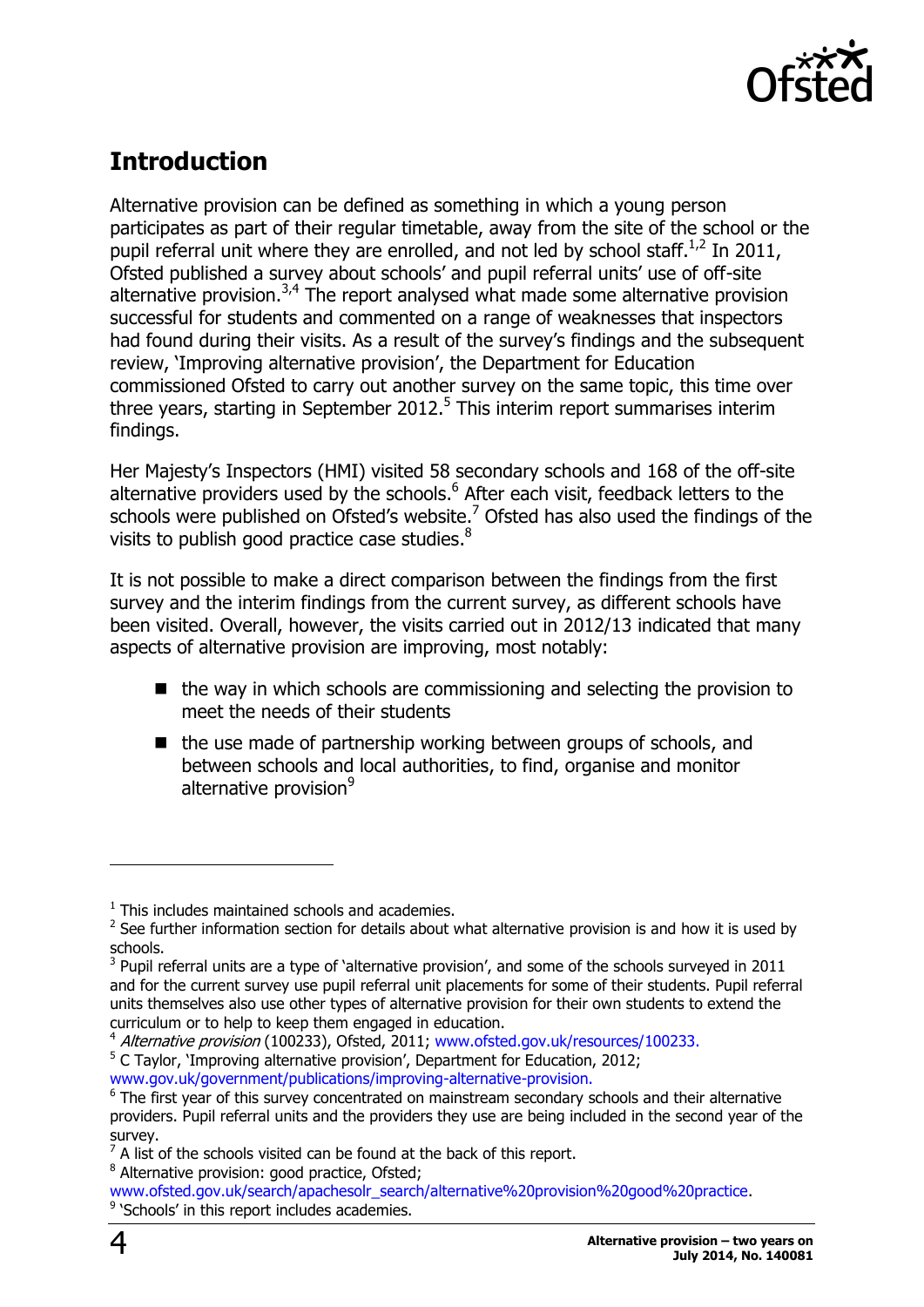## Introduction

Alternative provision can be defined as something in which a young person participates as part of their regular timetable, away from the site of the school or the pupil referral unit where they are enrolled, and not led by school staff.[1,2] In 2011, Ofsted published a survey about schools' and pupil referral units' use of off-site alternative provision.[3,4] The report analysed what made some alternative provision successful for students and commented on a range of weaknesses that inspectors had found during their visits. As a result of the survey's findings and the subsequent review, 'Improving alternative provision', the Department for Education commissioned Ofsted to carry out another survey on the same topic, this time over three years, starting in September 2012.[5] This interim report summarises interim findings.

Her Majesty's Inspectors (HMI) visited 58 secondary schools and 168 of the off-site alternative providers used by the schools.[6] After each visit, feedback letters to the schools were published on Ofsted's website.[7] Ofsted has also used the findings of the visits to publish good practice case studies.[8]

It is not possible to make a direct comparison between the findings from the first survey and the interim findings from the current survey, as different schools have been visited. Overall, however, the visits carried out in 2012/13 indicated that many aspects of alternative provision are improving, most notably:

- the way in which schools are commissioning and selecting the provision to meet the needs of their students
- the use made of partnership working between groups of schools, and between schools and local authorities, to find, organise and monitor alternative provision[9]

---

[1] This includes maintained schools and academies.

[2] See further information section for details about what alternative provision is and how it is used by schools.

[3] Pupil referral units are a type of 'alternative provision', and some of the schools surveyed in 2011 and for the current survey use pupil referral unit placements for some of their students. Pupil referral units themselves also use other types of alternative provision for their own students to extend the curriculum or to help to keep them engaged in education.

[4] *Alternative provision* (100233), Ofsted, 2011; www.ofsted.gov.uk/resources/100233.

[5] C Taylor, 'Improving alternative provision', Department for Education, 2012; www.gov.uk/government/publications/improving-alternative-provision.

[6] The first year of this survey concentrated on mainstream secondary schools and their alternative providers. Pupil referral units and the providers they use are being included in the second year of the survey.

[7] A list of the schools visited can be found at the back of this report.

[8] Alternative provision: good practice, Ofsted; www.ofsted.gov.uk/search/apachesolr_search/alternative%20provision%20good%20practice.

[9] 'Schools' in this report includes academies.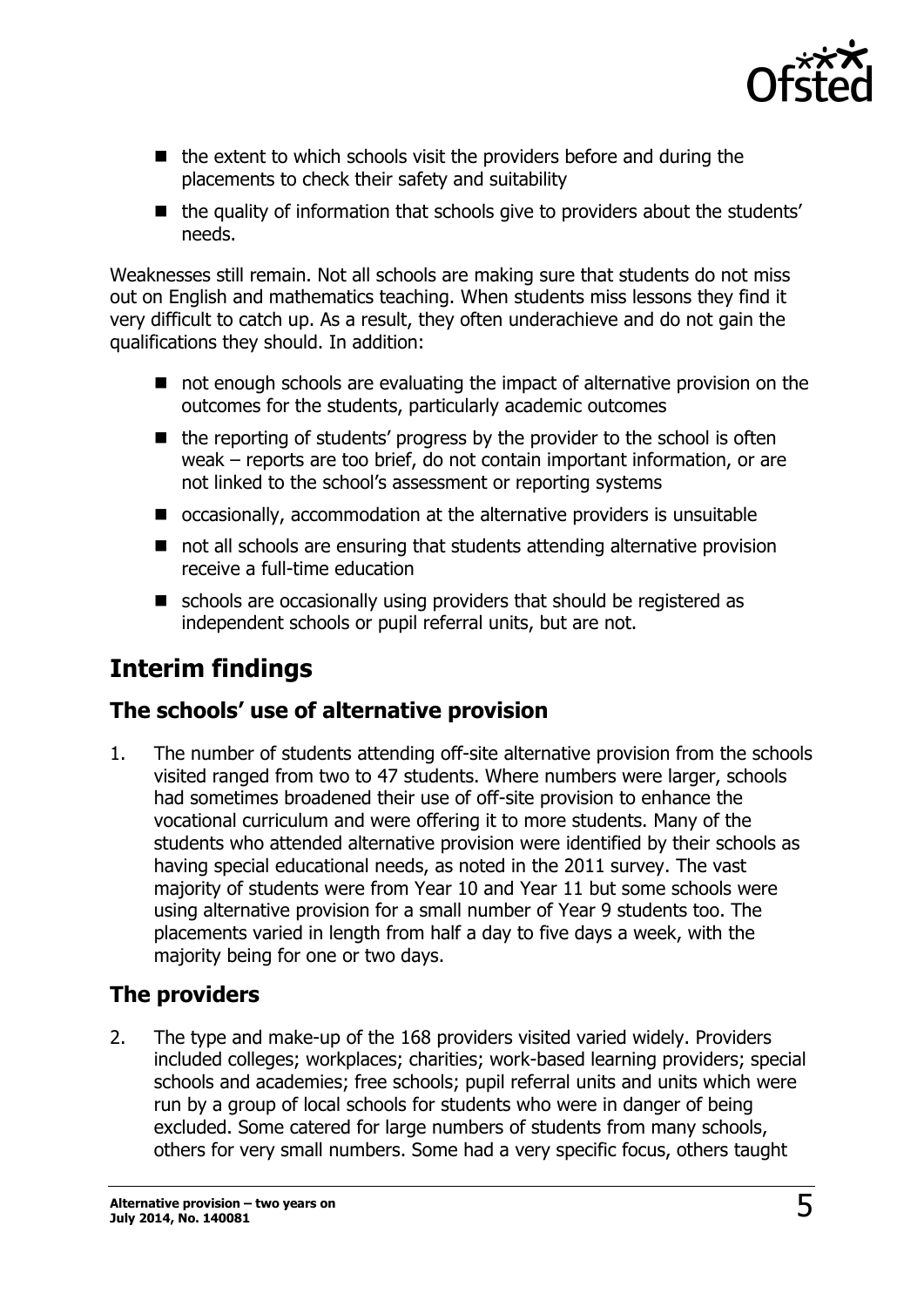- the extent to which schools visit the providers before and during the placements to check their safety and suitability
- the quality of information that schools give to providers about the students' needs.

Weaknesses still remain. Not all schools are making sure that students do not miss out on English and mathematics teaching. When students miss lessons they find it very difficult to catch up. As a result, they often underachieve and do not gain the qualifications they should. In addition:

- not enough schools are evaluating the impact of alternative provision on the outcomes for the students, particularly academic outcomes
- the reporting of students' progress by the provider to the school is often weak – reports are too brief, do not contain important information, or are not linked to the school's assessment or reporting systems
- occasionally, accommodation at the alternative providers is unsuitable
- not all schools are ensuring that students attending alternative provision receive a full-time education
- schools are occasionally using providers that should be registered as independent schools or pupil referral units, but are not.

# Interim findings

## The schools' use of alternative provision

1. The number of students attending off-site alternative provision from the schools visited ranged from two to 47 students. Where numbers were larger, schools had sometimes broadened their use of off-site provision to enhance the vocational curriculum and were offering it to more students. Many of the students who attended alternative provision were identified by their schools as having special educational needs, as noted in the 2011 survey. The vast majority of students were from Year 10 and Year 11 but some schools were using alternative provision for a small number of Year 9 students too. The placements varied in length from half a day to five days a week, with the majority being for one or two days.

## The providers

2. The type and make-up of the 168 providers visited varied widely. Providers included colleges; workplaces; charities; work-based learning providers; special schools and academies; free schools; pupil referral units and units which were run by a group of local schools for students who were in danger of being excluded. Some catered for large numbers of students from many schools, others for very small numbers. Some had a very specific focus, others taught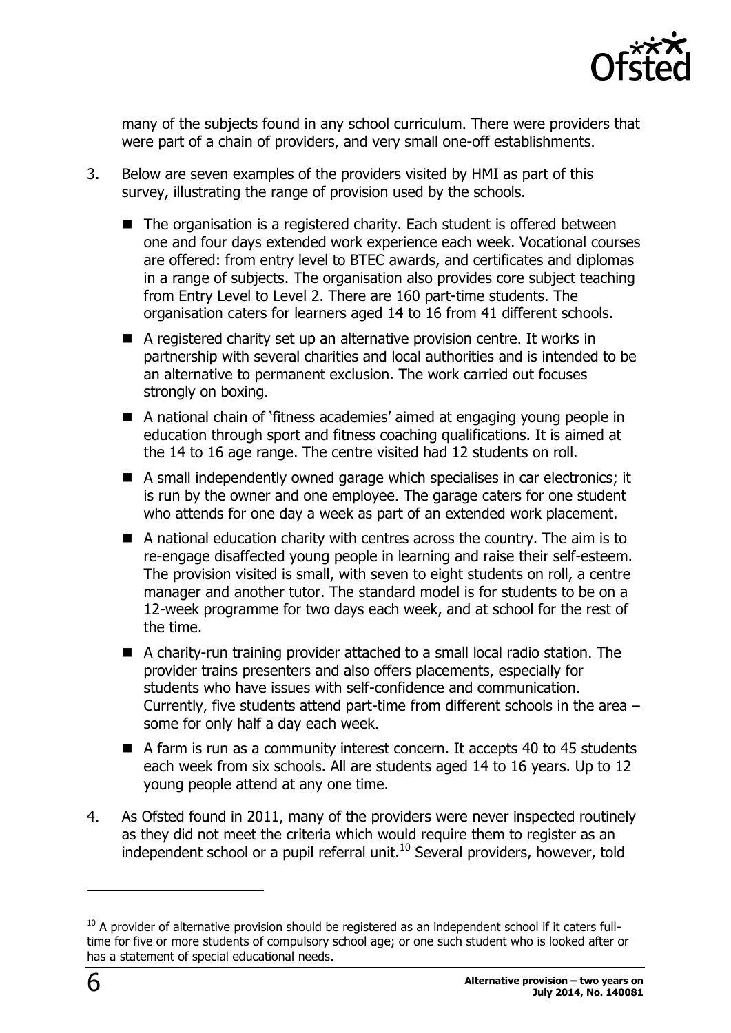many of the subjects found in any school curriculum. There were providers that were part of a chain of providers, and very small one-off establishments.

3. Below are seven examples of the providers visited by HMI as part of this survey, illustrating the range of provision used by the schools.

   - The organisation is a registered charity. Each student is offered between one and four days extended work experience each week. Vocational courses are offered: from entry level to BTEC awards, and certificates and diplomas in a range of subjects. The organisation also provides core subject teaching from Entry Level to Level 2. There are 160 part-time students. The organisation caters for learners aged 14 to 16 from 41 different schools.
   - A registered charity set up an alternative provision centre. It works in partnership with several charities and local authorities and is intended to be an alternative to permanent exclusion. The work carried out focuses strongly on boxing.
   - A national chain of 'fitness academies' aimed at engaging young people in education through sport and fitness coaching qualifications. It is aimed at the 14 to 16 age range. The centre visited had 12 students on roll.
   - A small independently owned garage which specialises in car electronics; it is run by the owner and one employee. The garage caters for one student who attends for one day a week as part of an extended work placement.
   - A national education charity with centres across the country. The aim is to re-engage disaffected young people in learning and raise their self-esteem. The provision visited is small, with seven to eight students on roll, a centre manager and another tutor. The standard model is for students to be on a 12-week programme for two days each week, and at school for the rest of the time.
   - A charity-run training provider attached to a small local radio station. The provider trains presenters and also offers placements, especially for students who have issues with self-confidence and communication. Currently, five students attend part-time from different schools in the area – some for only half a day each week.
   - A farm is run as a community interest concern. It accepts 40 to 45 students each week from six schools. All are students aged 14 to 16 years. Up to 12 young people attend at any one time.

4. As Ofsted found in 2011, many of the providers were never inspected routinely as they did not meet the criteria which would require them to register as an independent school or a pupil referral unit.[10] Several providers, however, told

[10] A provider of alternative provision should be registered as an independent school if it caters full-time for five or more students of compulsory school age; or one such student who is looked after or has a statement of special educational needs.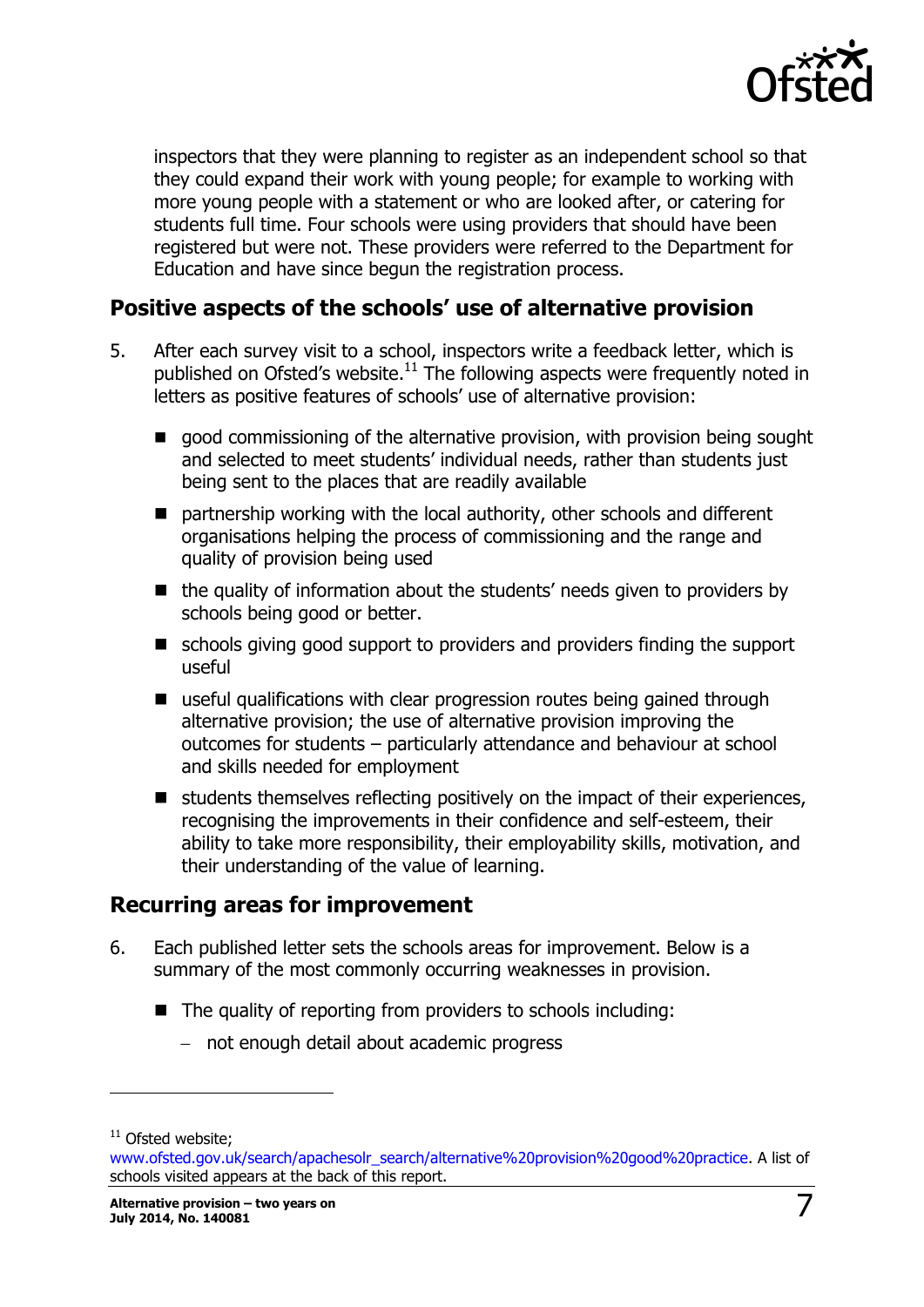inspectors that they were planning to register as an independent school so that they could expand their work with young people; for example to working with more young people with a statement or who are looked after, or catering for students full time. Four schools were using providers that should have been registered but were not. These providers were referred to the Department for Education and have since begun the registration process.

## Positive aspects of the schools' use of alternative provision

5. After each survey visit to a school, inspectors write a feedback letter, which is published on Ofsted's website.[11] The following aspects were frequently noted in letters as positive features of schools' use of alternative provision:

   - good commissioning of the alternative provision, with provision being sought and selected to meet students' individual needs, rather than students just being sent to the places that are readily available
   - partnership working with the local authority, other schools and different organisations helping the process of commissioning and the range and quality of provision being used
   - the quality of information about the students' needs given to providers by schools being good or better.
   - schools giving good support to providers and providers finding the support useful
   - useful qualifications with clear progression routes being gained through alternative provision; the use of alternative provision improving the outcomes for students – particularly attendance and behaviour at school and skills needed for employment
   - students themselves reflecting positively on the impact of their experiences, recognising the improvements in their confidence and self-esteem, their ability to take more responsibility, their employability skills, motivation, and their understanding of the value of learning.

## Recurring areas for improvement

6. Each published letter sets the schools areas for improvement. Below is a summary of the most commonly occurring weaknesses in provision.

   - The quality of reporting from providers to schools including:
     - not enough detail about academic progress

[11] Ofsted website; www.ofsted.gov.uk/search/apachesolr_search/alternative%20provision%20good%20practice. A list of schools visited appears at the back of this report.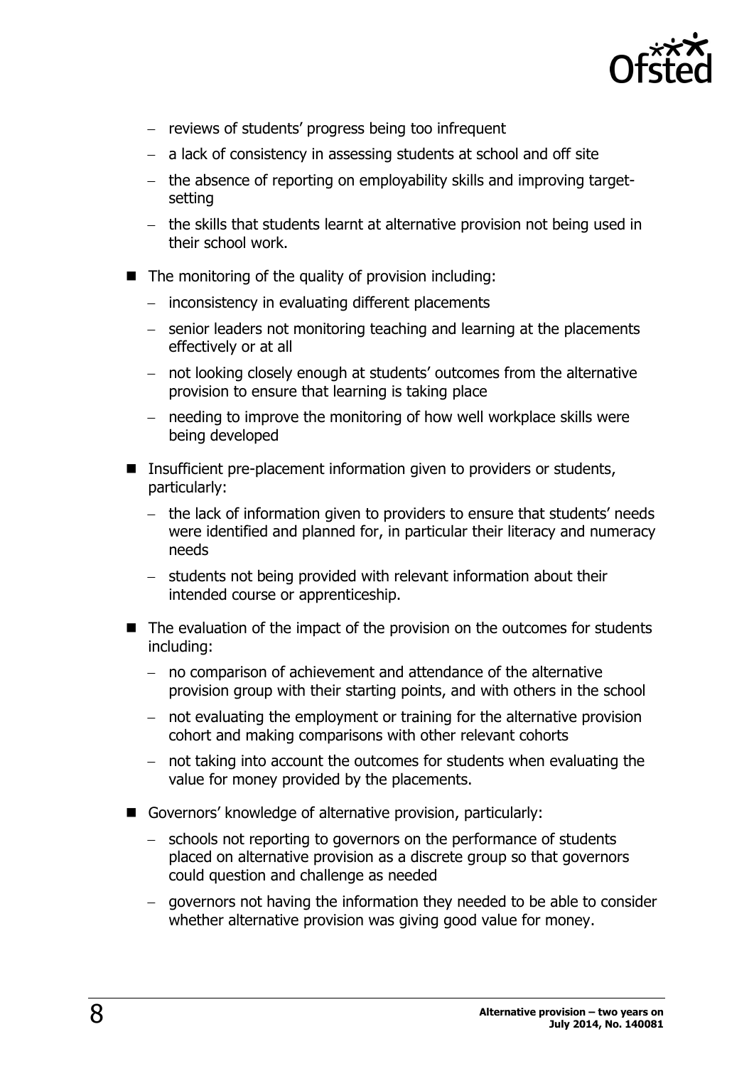- reviews of students' progress being too infrequent
  - a lack of consistency in assessing students at school and off site
  - the absence of reporting on employability skills and improving target-setting
  - the skills that students learnt at alternative provision not being used in their school work.
- The monitoring of the quality of provision including:
  - inconsistency in evaluating different placements
  - senior leaders not monitoring teaching and learning at the placements effectively or at all
  - not looking closely enough at students' outcomes from the alternative provision to ensure that learning is taking place
  - needing to improve the monitoring of how well workplace skills were being developed
- Insufficient pre-placement information given to providers or students, particularly:
  - the lack of information given to providers to ensure that students' needs were identified and planned for, in particular their literacy and numeracy needs
  - students not being provided with relevant information about their intended course or apprenticeship.
- The evaluation of the impact of the provision on the outcomes for students including:
  - no comparison of achievement and attendance of the alternative provision group with their starting points, and with others in the school
  - not evaluating the employment or training for the alternative provision cohort and making comparisons with other relevant cohorts
  - not taking into account the outcomes for students when evaluating the value for money provided by the placements.
- Governors' knowledge of alternative provision, particularly:
  - schools not reporting to governors on the performance of students placed on alternative provision as a discrete group so that governors could question and challenge as needed
  - governors not having the information they needed to be able to consider whether alternative provision was giving good value for money.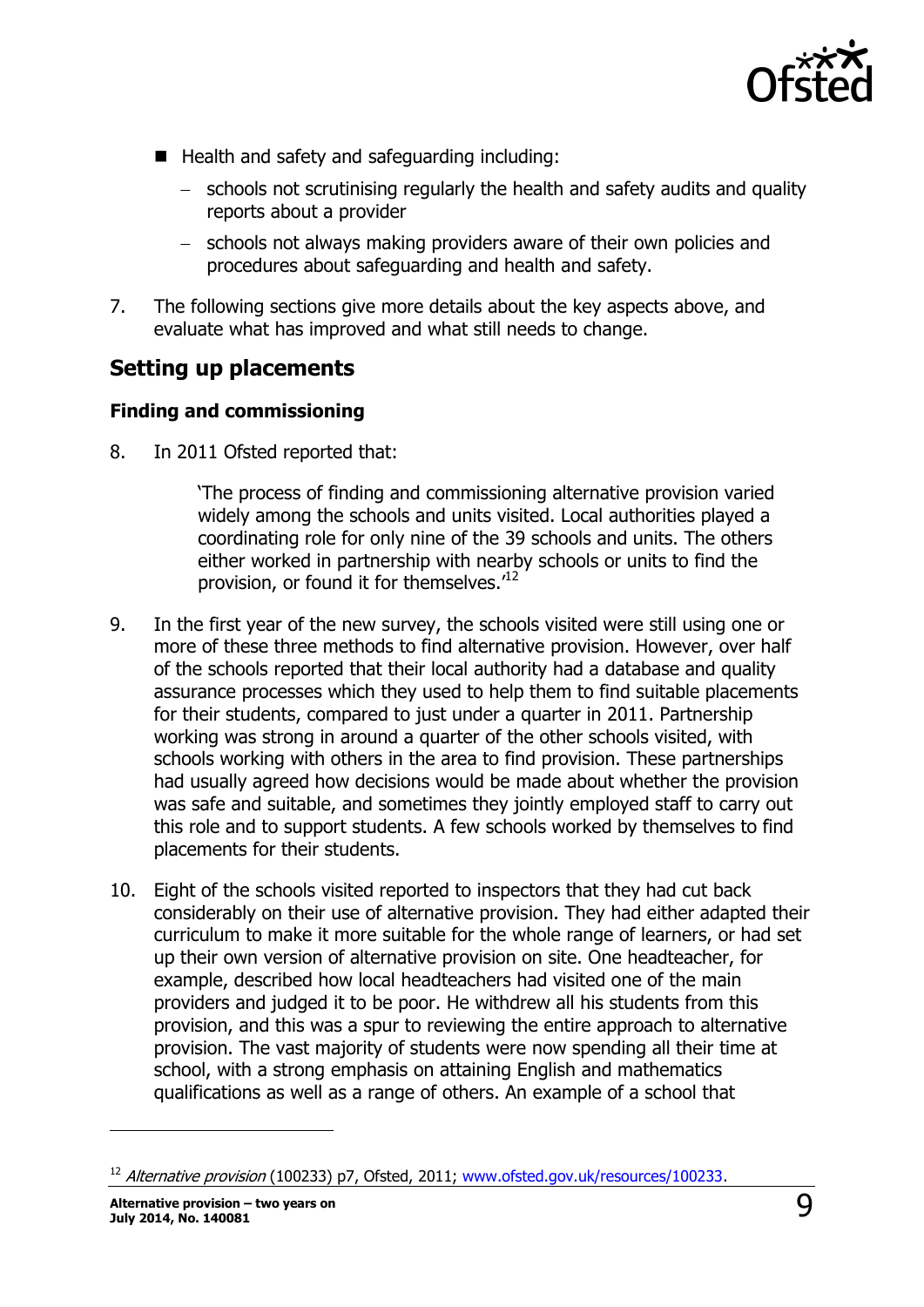- Health and safety and safeguarding including:
  - schools not scrutinising regularly the health and safety audits and quality reports about a provider
  - schools not always making providers aware of their own policies and procedures about safeguarding and health and safety.

7. The following sections give more details about the key aspects above, and evaluate what has improved and what still needs to change.

## Setting up placements

### Finding and commissioning

8. In 2011 Ofsted reported that:

> 'The process of finding and commissioning alternative provision varied widely among the schools and units visited. Local authorities played a coordinating role for only nine of the 39 schools and units. The others either worked in partnership with nearby schools or units to find the provision, or found it for themselves.'[12]

9. In the first year of the new survey, the schools visited were still using one or more of these three methods to find alternative provision. However, over half of the schools reported that their local authority had a database and quality assurance processes which they used to help them to find suitable placements for their students, compared to just under a quarter in 2011. Partnership working was strong in around a quarter of the other schools visited, with schools working with others in the area to find provision. These partnerships had usually agreed how decisions would be made about whether the provision was safe and suitable, and sometimes they jointly employed staff to carry out this role and to support students. A few schools worked by themselves to find placements for their students.

10. Eight of the schools visited reported to inspectors that they had cut back considerably on their use of alternative provision. They had either adapted their curriculum to make it more suitable for the whole range of learners, or had set up their own version of alternative provision on site. One headteacher, for example, described how local headteachers had visited one of the main providers and judged it to be poor. He withdrew all his students from this provision, and this was a spur to reviewing the entire approach to alternative provision. The vast majority of students were now spending all their time at school, with a strong emphasis on attaining English and mathematics qualifications as well as a range of others. An example of a school that

---

[12] *Alternative provision* (100233) p7, Ofsted, 2011; www.ofsted.gov.uk/resources/100233.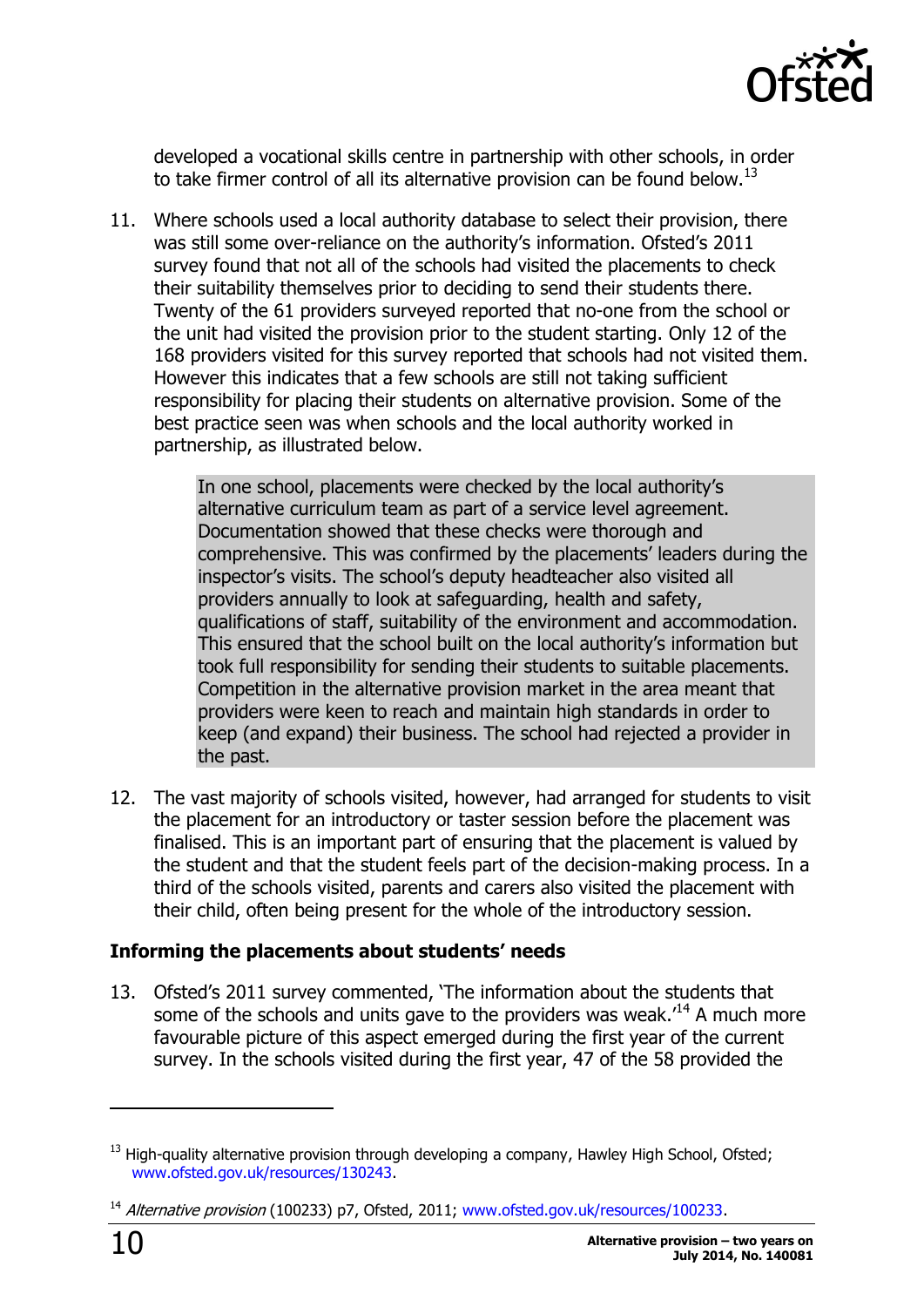developed a vocational skills centre in partnership with other schools, in order to take firmer control of all its alternative provision can be found below.[13]

11. Where schools used a local authority database to select their provision, there was still some over-reliance on the authority's information. Ofsted's 2011 survey found that not all of the schools had visited the placements to check their suitability themselves prior to deciding to send their students there. Twenty of the 61 providers surveyed reported that no-one from the school or the unit had visited the provision prior to the student starting. Only 12 of the 168 providers visited for this survey reported that schools had not visited them. However this indicates that a few schools are still not taking sufficient responsibility for placing their students on alternative provision. Some of the best practice seen was when schools and the local authority worked in partnership, as illustrated below.

> In one school, placements were checked by the local authority's alternative curriculum team as part of a service level agreement. Documentation showed that these checks were thorough and comprehensive. This was confirmed by the placements' leaders during the inspector's visits. The school's deputy headteacher also visited all providers annually to look at safeguarding, health and safety, qualifications of staff, suitability of the environment and accommodation. This ensured that the school built on the local authority's information but took full responsibility for sending their students to suitable placements. Competition in the alternative provision market in the area meant that providers were keen to reach and maintain high standards in order to keep (and expand) their business. The school had rejected a provider in the past.

12. The vast majority of schools visited, however, had arranged for students to visit the placement for an introductory or taster session before the placement was finalised. This is an important part of ensuring that the placement is valued by the student and that the student feels part of the decision-making process. In a third of the schools visited, parents and carers also visited the placement with their child, often being present for the whole of the introductory session.

### Informing the placements about students' needs

13. Ofsted's 2011 survey commented, 'The information about the students that some of the schools and units gave to the providers was weak.'[14] A much more favourable picture of this aspect emerged during the first year of the current survey. In the schools visited during the first year, 47 of the 58 provided the

---

[13] High-quality alternative provision through developing a company, Hawley High School, Ofsted; www.ofsted.gov.uk/resources/130243.

[14] *Alternative provision* (100233) p7, Ofsted, 2011; www.ofsted.gov.uk/resources/100233.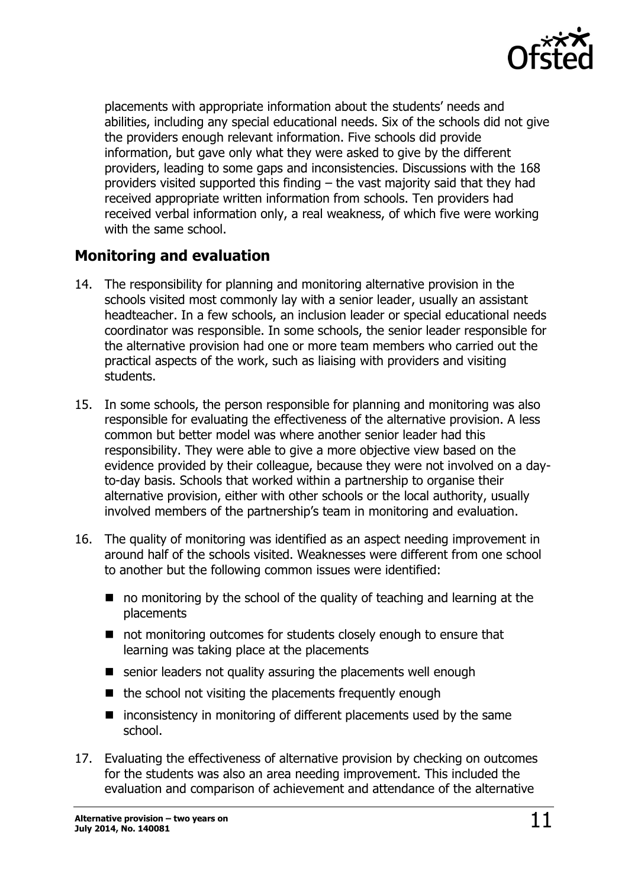placements with appropriate information about the students' needs and abilities, including any special educational needs. Six of the schools did not give the providers enough relevant information. Five schools did provide information, but gave only what they were asked to give by the different providers, leading to some gaps and inconsistencies. Discussions with the 168 providers visited supported this finding – the vast majority said that they had received appropriate written information from schools. Ten providers had received verbal information only, a real weakness, of which five were working with the same school.

## Monitoring and evaluation

14. The responsibility for planning and monitoring alternative provision in the schools visited most commonly lay with a senior leader, usually an assistant headteacher. In a few schools, an inclusion leader or special educational needs coordinator was responsible. In some schools, the senior leader responsible for the alternative provision had one or more team members who carried out the practical aspects of the work, such as liaising with providers and visiting students.

15. In some schools, the person responsible for planning and monitoring was also responsible for evaluating the effectiveness of the alternative provision. A less common but better model was where another senior leader had this responsibility. They were able to give a more objective view based on the evidence provided by their colleague, because they were not involved on a day-to-day basis. Schools that worked within a partnership to organise their alternative provision, either with other schools or the local authority, usually involved members of the partnership's team in monitoring and evaluation.

16. The quality of monitoring was identified as an aspect needing improvement in around half of the schools visited. Weaknesses were different from one school to another but the following common issues were identified:

    - no monitoring by the school of the quality of teaching and learning at the placements
    - not monitoring outcomes for students closely enough to ensure that learning was taking place at the placements
    - senior leaders not quality assuring the placements well enough
    - the school not visiting the placements frequently enough
    - inconsistency in monitoring of different placements used by the same school.

17. Evaluating the effectiveness of alternative provision by checking on outcomes for the students was also an area needing improvement. This included the evaluation and comparison of achievement and attendance of the alternative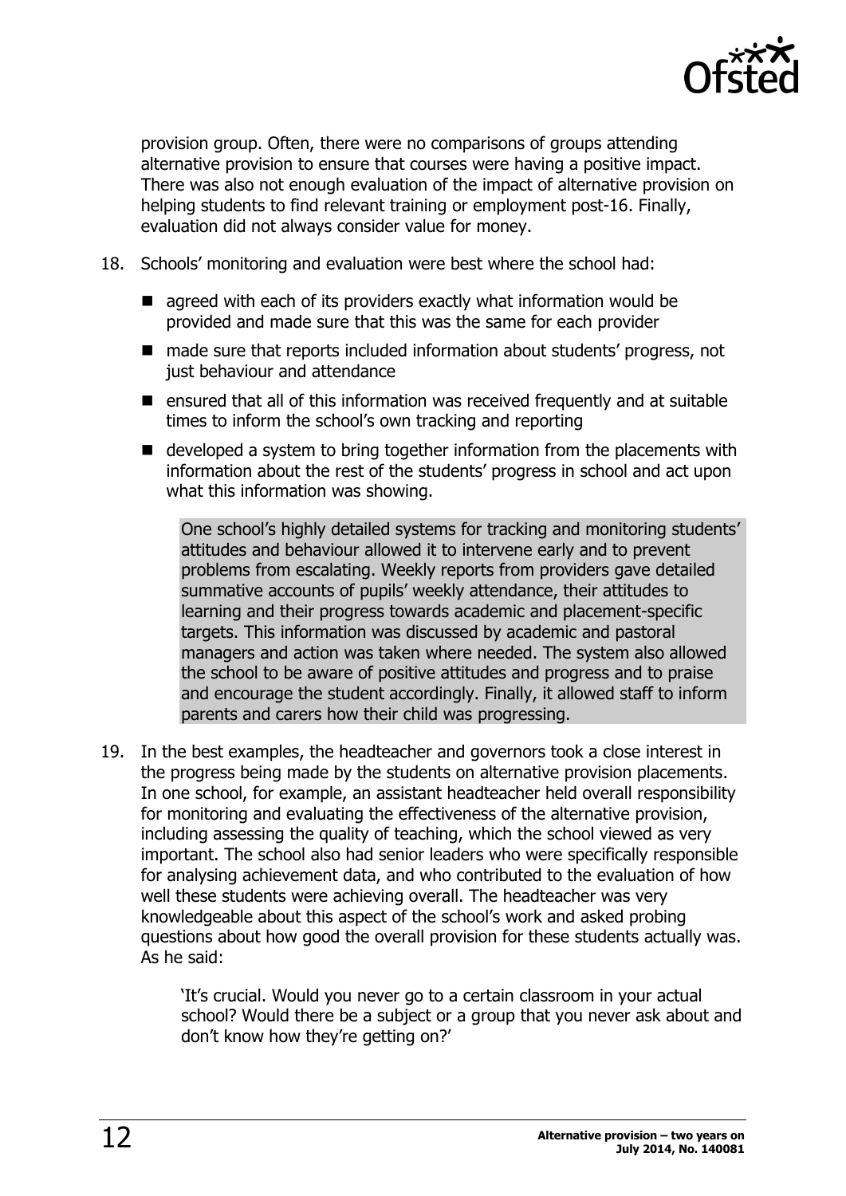provision group. Often, there were no comparisons of groups attending alternative provision to ensure that courses were having a positive impact. There was also not enough evaluation of the impact of alternative provision on helping students to find relevant training or employment post-16. Finally, evaluation did not always consider value for money.

18. Schools' monitoring and evaluation were best where the school had:

- agreed with each of its providers exactly what information would be provided and made sure that this was the same for each provider
- made sure that reports included information about students' progress, not just behaviour and attendance
- ensured that all of this information was received frequently and at suitable times to inform the school's own tracking and reporting
- developed a system to bring together information from the placements with information about the rest of the students' progress in school and act upon what this information was showing.

> One school's highly detailed systems for tracking and monitoring students' attitudes and behaviour allowed it to intervene early and to prevent problems from escalating. Weekly reports from providers gave detailed summative accounts of pupils' weekly attendance, their attitudes to learning and their progress towards academic and placement-specific targets. This information was discussed by academic and pastoral managers and action was taken where needed. The system also allowed the school to be aware of positive attitudes and progress and to praise and encourage the student accordingly. Finally, it allowed staff to inform parents and carers how their child was progressing.

19. In the best examples, the headteacher and governors took a close interest in the progress being made by the students on alternative provision placements. In one school, for example, an assistant headteacher held overall responsibility for monitoring and evaluating the effectiveness of the alternative provision, including assessing the quality of teaching, which the school viewed as very important. The school also had senior leaders who were specifically responsible for analysing achievement data, and who contributed to the evaluation of how well these students were achieving overall. The headteacher was very knowledgeable about this aspect of the school's work and asked probing questions about how good the overall provision for these students actually was. As he said:

> 'It's crucial. Would you never go to a certain classroom in your actual school? Would there be a subject or a group that you never ask about and don't know how they're getting on?'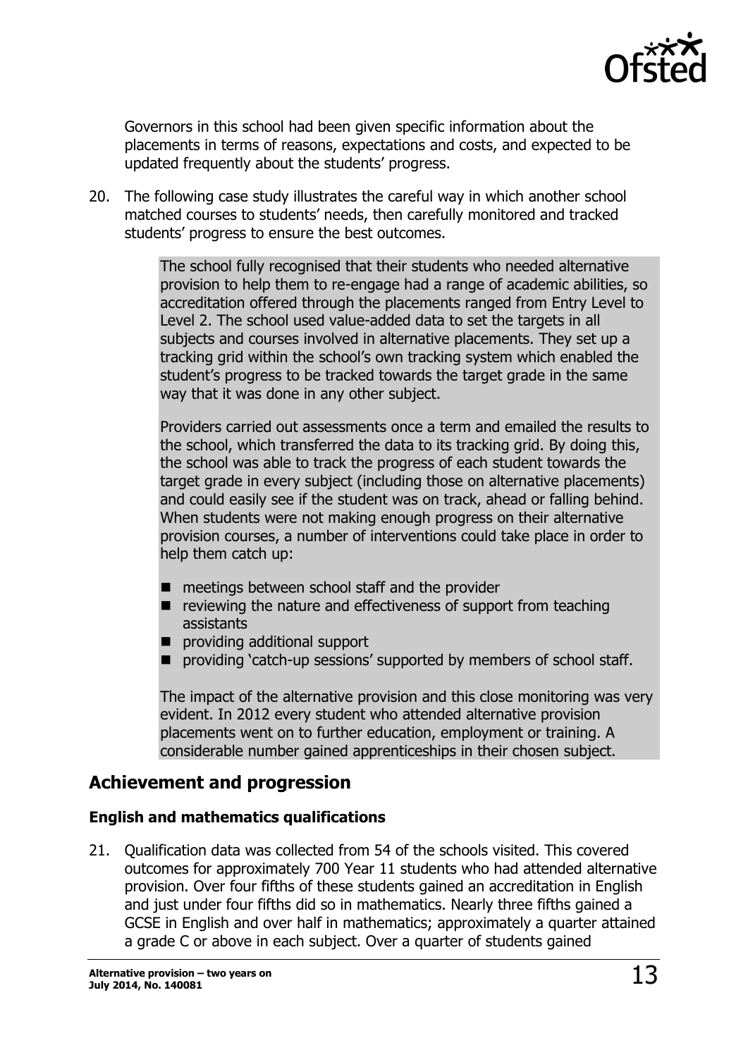Governors in this school had been given specific information about the placements in terms of reasons, expectations and costs, and expected to be updated frequently about the students' progress.

20. The following case study illustrates the careful way in which another school matched courses to students' needs, then carefully monitored and tracked students' progress to ensure the best outcomes.

> The school fully recognised that their students who needed alternative provision to help them to re-engage had a range of academic abilities, so accreditation offered through the placements ranged from Entry Level to Level 2. The school used value-added data to set the targets in all subjects and courses involved in alternative placements. They set up a tracking grid within the school's own tracking system which enabled the student's progress to be tracked towards the target grade in the same way that it was done in any other subject.
>
> Providers carried out assessments once a term and emailed the results to the school, which transferred the data to its tracking grid. By doing this, the school was able to track the progress of each student towards the target grade in every subject (including those on alternative placements) and could easily see if the student was on track, ahead or falling behind. When students were not making enough progress on their alternative provision courses, a number of interventions could take place in order to help them catch up:
>
> - meetings between school staff and the provider
> - reviewing the nature and effectiveness of support from teaching assistants
> - providing additional support
> - providing 'catch-up sessions' supported by members of school staff.
>
> The impact of the alternative provision and this close monitoring was very evident. In 2012 every student who attended alternative provision placements went on to further education, employment or training. A considerable number gained apprenticeships in their chosen subject.

## Achievement and progression

### English and mathematics qualifications

21. Qualification data was collected from 54 of the schools visited. This covered outcomes for approximately 700 Year 11 students who had attended alternative provision. Over four fifths of these students gained an accreditation in English and just under four fifths did so in mathematics. Nearly three fifths gained a GCSE in English and over half in mathematics; approximately a quarter attained a grade C or above in each subject. Over a quarter of students gained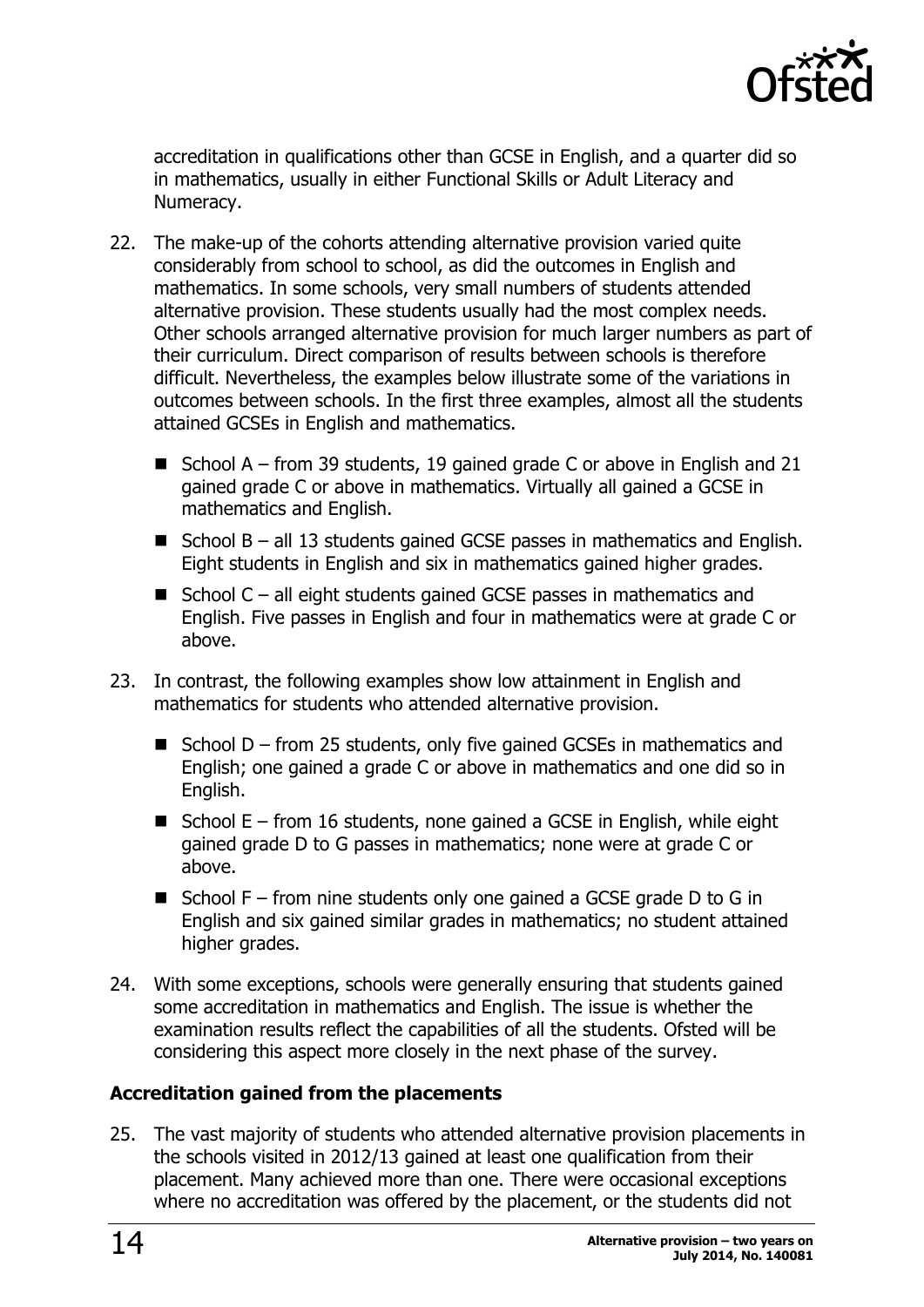accreditation in qualifications other than GCSE in English, and a quarter did so in mathematics, usually in either Functional Skills or Adult Literacy and Numeracy.

22. The make-up of the cohorts attending alternative provision varied quite considerably from school to school, as did the outcomes in English and mathematics. In some schools, very small numbers of students attended alternative provision. These students usually had the most complex needs. Other schools arranged alternative provision for much larger numbers as part of their curriculum. Direct comparison of results between schools is therefore difficult. Nevertheless, the examples below illustrate some of the variations in outcomes between schools. In the first three examples, almost all the students attained GCSEs in English and mathematics.

   - School A – from 39 students, 19 gained grade C or above in English and 21 gained grade C or above in mathematics. Virtually all gained a GCSE in mathematics and English.
   - School B – all 13 students gained GCSE passes in mathematics and English. Eight students in English and six in mathematics gained higher grades.
   - School C – all eight students gained GCSE passes in mathematics and English. Five passes in English and four in mathematics were at grade C or above.

23. In contrast, the following examples show low attainment in English and mathematics for students who attended alternative provision.

   - School D – from 25 students, only five gained GCSEs in mathematics and English; one gained a grade C or above in mathematics and one did so in English.
   - School E – from 16 students, none gained a GCSE in English, while eight gained grade D to G passes in mathematics; none were at grade C or above.
   - School F – from nine students only one gained a GCSE grade D to G in English and six gained similar grades in mathematics; no student attained higher grades.

24. With some exceptions, schools were generally ensuring that students gained some accreditation in mathematics and English. The issue is whether the examination results reflect the capabilities of all the students. Ofsted will be considering this aspect more closely in the next phase of the survey.

### Accreditation gained from the placements

25. The vast majority of students who attended alternative provision placements in the schools visited in 2012/13 gained at least one qualification from their placement. Many achieved more than one. There were occasional exceptions where no accreditation was offered by the placement, or the students did not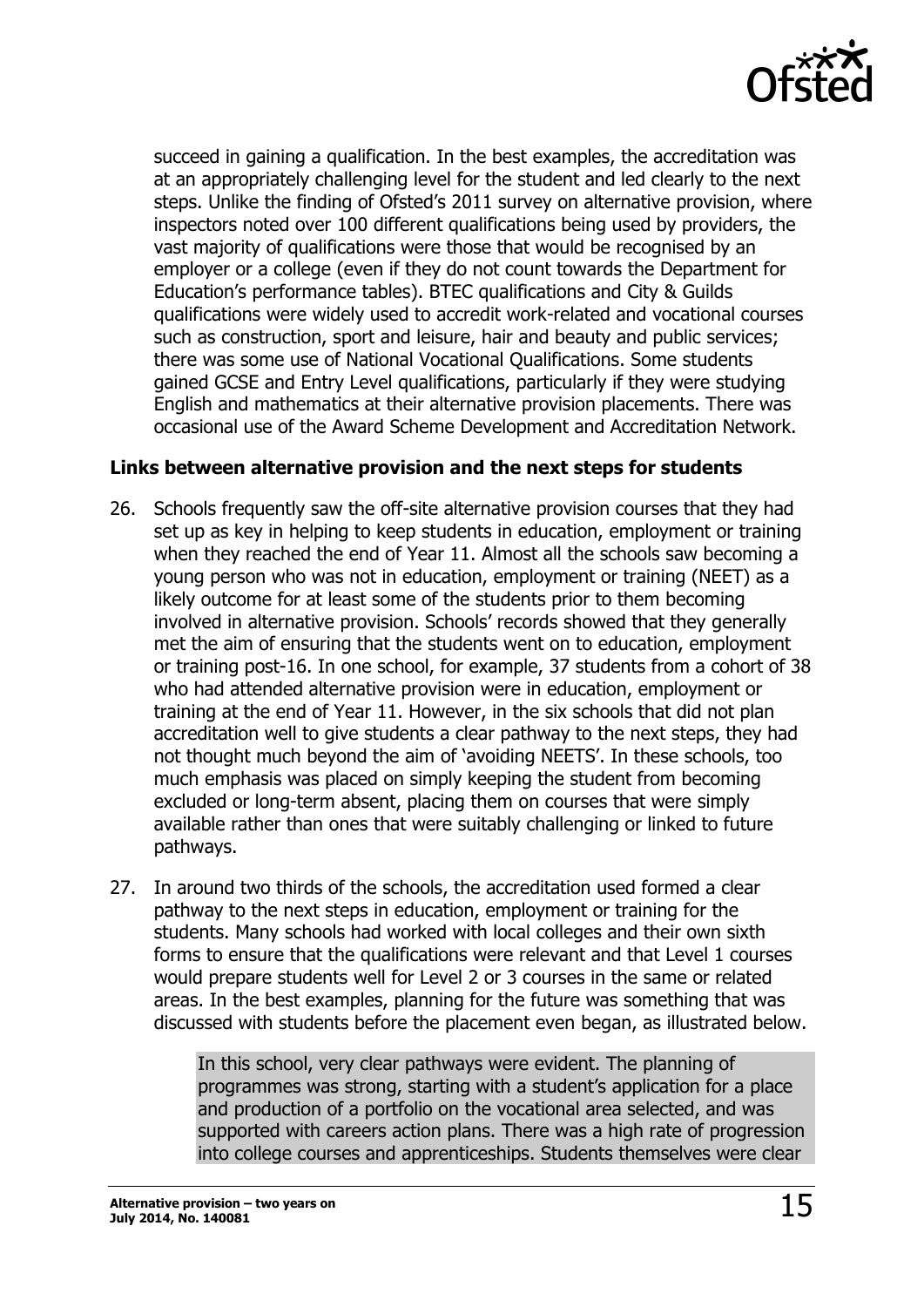succeed in gaining a qualification. In the best examples, the accreditation was at an appropriately challenging level for the student and led clearly to the next steps. Unlike the finding of Ofsted's 2011 survey on alternative provision, where inspectors noted over 100 different qualifications being used by providers, the vast majority of qualifications were those that would be recognised by an employer or a college (even if they do not count towards the Department for Education's performance tables). BTEC qualifications and City & Guilds qualifications were widely used to accredit work-related and vocational courses such as construction, sport and leisure, hair and beauty and public services; there was some use of National Vocational Qualifications. Some students gained GCSE and Entry Level qualifications, particularly if they were studying English and mathematics at their alternative provision placements. There was occasional use of the Award Scheme Development and Accreditation Network.

**Links between alternative provision and the next steps for students**

26. Schools frequently saw the off-site alternative provision courses that they had set up as key in helping to keep students in education, employment or training when they reached the end of Year 11. Almost all the schools saw becoming a young person who was not in education, employment or training (NEET) as a likely outcome for at least some of the students prior to them becoming involved in alternative provision. Schools' records showed that they generally met the aim of ensuring that the students went on to education, employment or training post-16. In one school, for example, 37 students from a cohort of 38 who had attended alternative provision were in education, employment or training at the end of Year 11. However, in the six schools that did not plan accreditation well to give students a clear pathway to the next steps, they had not thought much beyond the aim of 'avoiding NEETS'. In these schools, too much emphasis was placed on simply keeping the student from becoming excluded or long-term absent, placing them on courses that were simply available rather than ones that were suitably challenging or linked to future pathways.

27. In around two thirds of the schools, the accreditation used formed a clear pathway to the next steps in education, employment or training for the students. Many schools had worked with local colleges and their own sixth forms to ensure that the qualifications were relevant and that Level 1 courses would prepare students well for Level 2 or 3 courses in the same or related areas. In the best examples, planning for the future was something that was discussed with students before the placement even began, as illustrated below.

> In this school, very clear pathways were evident. The planning of programmes was strong, starting with a student's application for a place and production of a portfolio on the vocational area selected, and was supported with careers action plans. There was a high rate of progression into college courses and apprenticeships. Students themselves were clear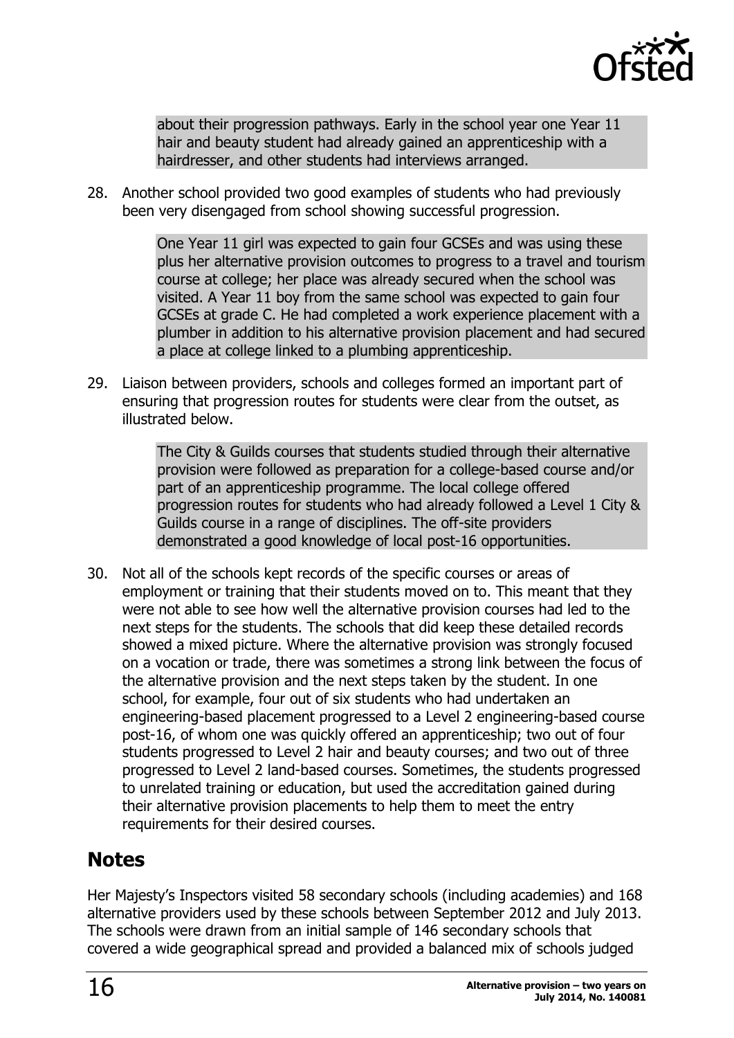about their progression pathways. Early in the school year one Year 11 hair and beauty student had already gained an apprenticeship with a hairdresser, and other students had interviews arranged.

28. Another school provided two good examples of students who had previously been very disengaged from school showing successful progression.

> One Year 11 girl was expected to gain four GCSEs and was using these plus her alternative provision outcomes to progress to a travel and tourism course at college; her place was already secured when the school was visited. A Year 11 boy from the same school was expected to gain four GCSEs at grade C. He had completed a work experience placement with a plumber in addition to his alternative provision placement and had secured a place at college linked to a plumbing apprenticeship.

29. Liaison between providers, schools and colleges formed an important part of ensuring that progression routes for students were clear from the outset, as illustrated below.

> The City & Guilds courses that students studied through their alternative provision were followed as preparation for a college-based course and/or part of an apprenticeship programme. The local college offered progression routes for students who had already followed a Level 1 City & Guilds course in a range of disciplines. The off-site providers demonstrated a good knowledge of local post-16 opportunities.

30. Not all of the schools kept records of the specific courses or areas of employment or training that their students moved on to. This meant that they were not able to see how well the alternative provision courses had led to the next steps for the students. The schools that did keep these detailed records showed a mixed picture. Where the alternative provision was strongly focused on a vocation or trade, there was sometimes a strong link between the focus of the alternative provision and the next steps taken by the student. In one school, for example, four out of six students who had undertaken an engineering-based placement progressed to a Level 2 engineering-based course post-16, of whom one was quickly offered an apprenticeship; two out of four students progressed to Level 2 hair and beauty courses; and two out of three progressed to Level 2 land-based courses. Sometimes, the students progressed to unrelated training or education, but used the accreditation gained during their alternative provision placements to help them to meet the entry requirements for their desired courses.

## Notes

Her Majesty's Inspectors visited 58 secondary schools (including academies) and 168 alternative providers used by these schools between September 2012 and July 2013. The schools were drawn from an initial sample of 146 secondary schools that covered a wide geographical spread and provided a balanced mix of schools judged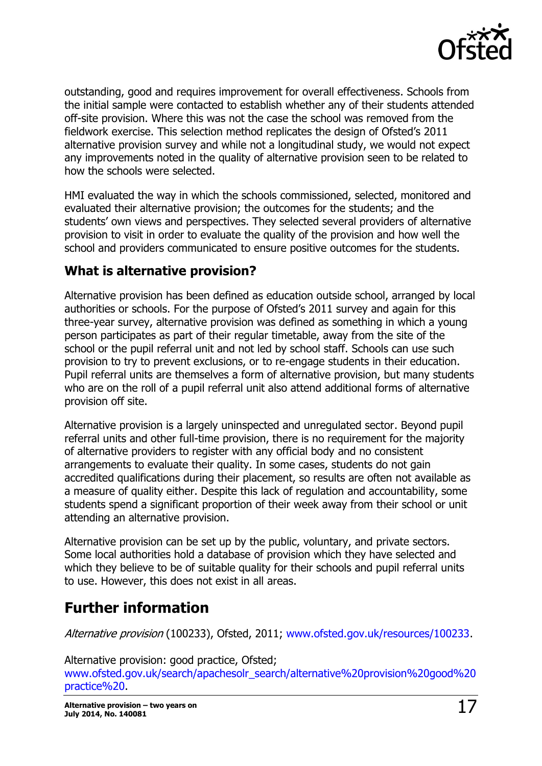outstanding, good and requires improvement for overall effectiveness. Schools from the initial sample were contacted to establish whether any of their students attended off-site provision. Where this was not the case the school was removed from the fieldwork exercise. This selection method replicates the design of Ofsted's 2011 alternative provision survey and while not a longitudinal study, we would not expect any improvements noted in the quality of alternative provision seen to be related to how the schools were selected.

HMI evaluated the way in which the schools commissioned, selected, monitored and evaluated their alternative provision; the outcomes for the students; and the students' own views and perspectives. They selected several providers of alternative provision to visit in order to evaluate the quality of the provision and how well the school and providers communicated to ensure positive outcomes for the students.

### What is alternative provision?

Alternative provision has been defined as education outside school, arranged by local authorities or schools. For the purpose of Ofsted's 2011 survey and again for this three-year survey, alternative provision was defined as something in which a young person participates as part of their regular timetable, away from the site of the school or the pupil referral unit and not led by school staff. Schools can use such provision to try to prevent exclusions, or to re-engage students in their education. Pupil referral units are themselves a form of alternative provision, but many students who are on the roll of a pupil referral unit also attend additional forms of alternative provision off site.

Alternative provision is a largely uninspected and unregulated sector. Beyond pupil referral units and other full-time provision, there is no requirement for the majority of alternative providers to register with any official body and no consistent arrangements to evaluate their quality. In some cases, students do not gain accredited qualifications during their placement, so results are often not available as a measure of quality either. Despite this lack of regulation and accountability, some students spend a significant proportion of their week away from their school or unit attending an alternative provision.

Alternative provision can be set up by the public, voluntary, and private sectors. Some local authorities hold a database of provision which they have selected and which they believe to be of suitable quality for their schools and pupil referral units to use. However, this does not exist in all areas.

## Further information

*Alternative provision* (100233), Ofsted, 2011; www.ofsted.gov.uk/resources/100233.

Alternative provision: good practice, Ofsted; www.ofsted.gov.uk/search/apachesolr_search/alternative%20provision%20good%20practice%20.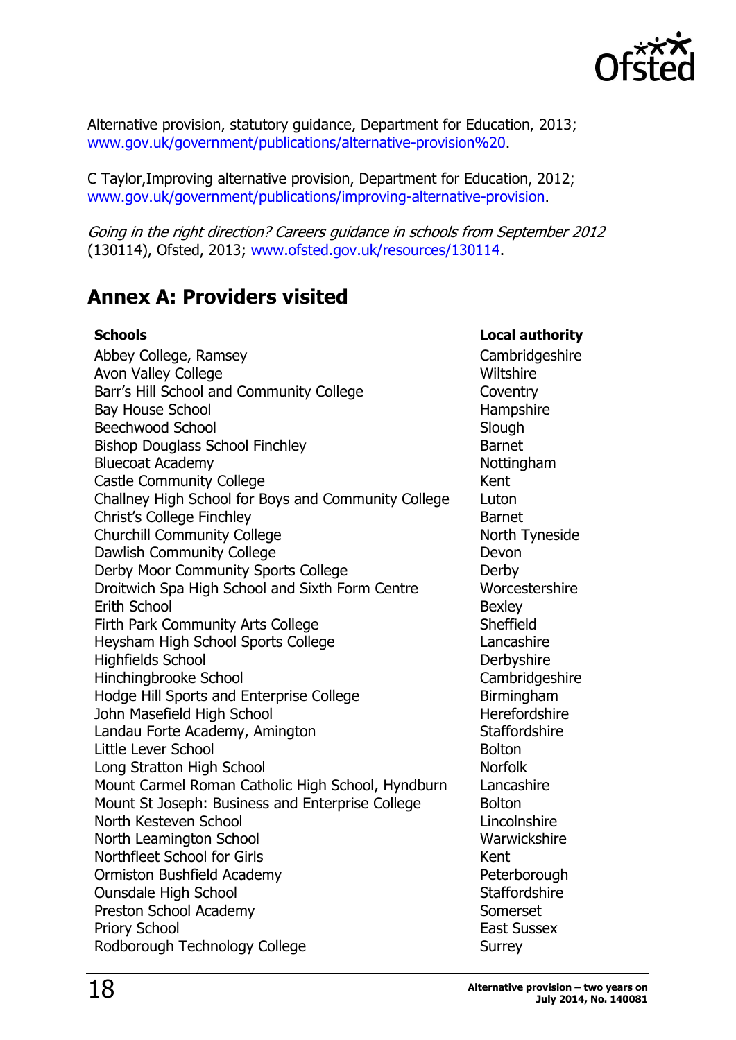Alternative provision, statutory guidance, Department for Education, 2013; www.gov.uk/government/publications/alternative-provision%20.

C Taylor,Improving alternative provision, Department for Education, 2012; www.gov.uk/government/publications/improving-alternative-provision.

*Going in the right direction? Careers guidance in schools from September 2012* (130114), Ofsted, 2013; www.ofsted.gov.uk/resources/130114.

## Annex A: Providers visited

| Schools | Local authority |
|---|---|
| Abbey College, Ramsey | Cambridgeshire |
| Avon Valley College | Wiltshire |
| Barr's Hill School and Community College | Coventry |
| Bay House School | Hampshire |
| Beechwood School | Slough |
| Bishop Douglass School Finchley | Barnet |
| Bluecoat Academy | Nottingham |
| Castle Community College | Kent |
| Challney High School for Boys and Community College | Luton |
| Christ's College Finchley | Barnet |
| Churchill Community College | North Tyneside |
| Dawlish Community College | Devon |
| Derby Moor Community Sports College | Derby |
| Droitwich Spa High School and Sixth Form Centre | Worcestershire |
| Erith School | Bexley |
| Firth Park Community Arts College | Sheffield |
| Heysham High School Sports College | Lancashire |
| Highfields School | Derbyshire |
| Hinchingbrooke School | Cambridgeshire |
| Hodge Hill Sports and Enterprise College | Birmingham |
| John Masefield High School | Herefordshire |
| Landau Forte Academy, Amington | Staffordshire |
| Little Lever School | Bolton |
| Long Stratton High School | Norfolk |
| Mount Carmel Roman Catholic High School, Hyndburn | Lancashire |
| Mount St Joseph: Business and Enterprise College | Bolton |
| North Kesteven School | Lincolnshire |
| North Leamington School | Warwickshire |
| Northfleet School for Girls | Kent |
| Ormiston Bushfield Academy | Peterborough |
| Ounsdale High School | Staffordshire |
| Preston School Academy | Somerset |
| Priory School | East Sussex |
| Rodborough Technology College | Surrey |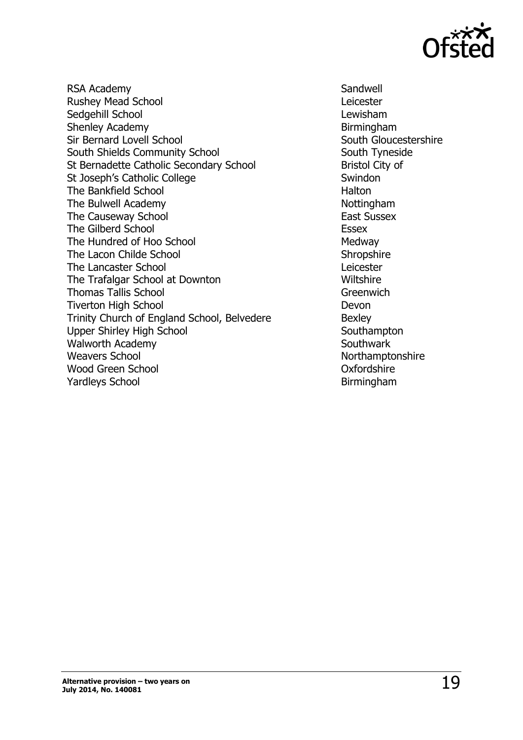| | |
|---|---|
| RSA Academy | Sandwell |
| Rushey Mead School | Leicester |
| Sedgehill School | Lewisham |
| Shenley Academy | Birmingham |
| Sir Bernard Lovell School | South Gloucestershire |
| South Shields Community School | South Tyneside |
| St Bernadette Catholic Secondary School | Bristol City of |
| St Joseph's Catholic College | Swindon |
| The Bankfield School | Halton |
| The Bulwell Academy | Nottingham |
| The Causeway School | East Sussex |
| The Gilberd School | Essex |
| The Hundred of Hoo School | Medway |
| The Lacon Childe School | Shropshire |
| The Lancaster School | Leicester |
| The Trafalgar School at Downton | Wiltshire |
| Thomas Tallis School | Greenwich |
| Tiverton High School | Devon |
| Trinity Church of England School, Belvedere | Bexley |
| Upper Shirley High School | Southampton |
| Walworth Academy | Southwark |
| Weavers School | Northamptonshire |
| Wood Green School | Oxfordshire |
| Yardleys School | Birmingham |